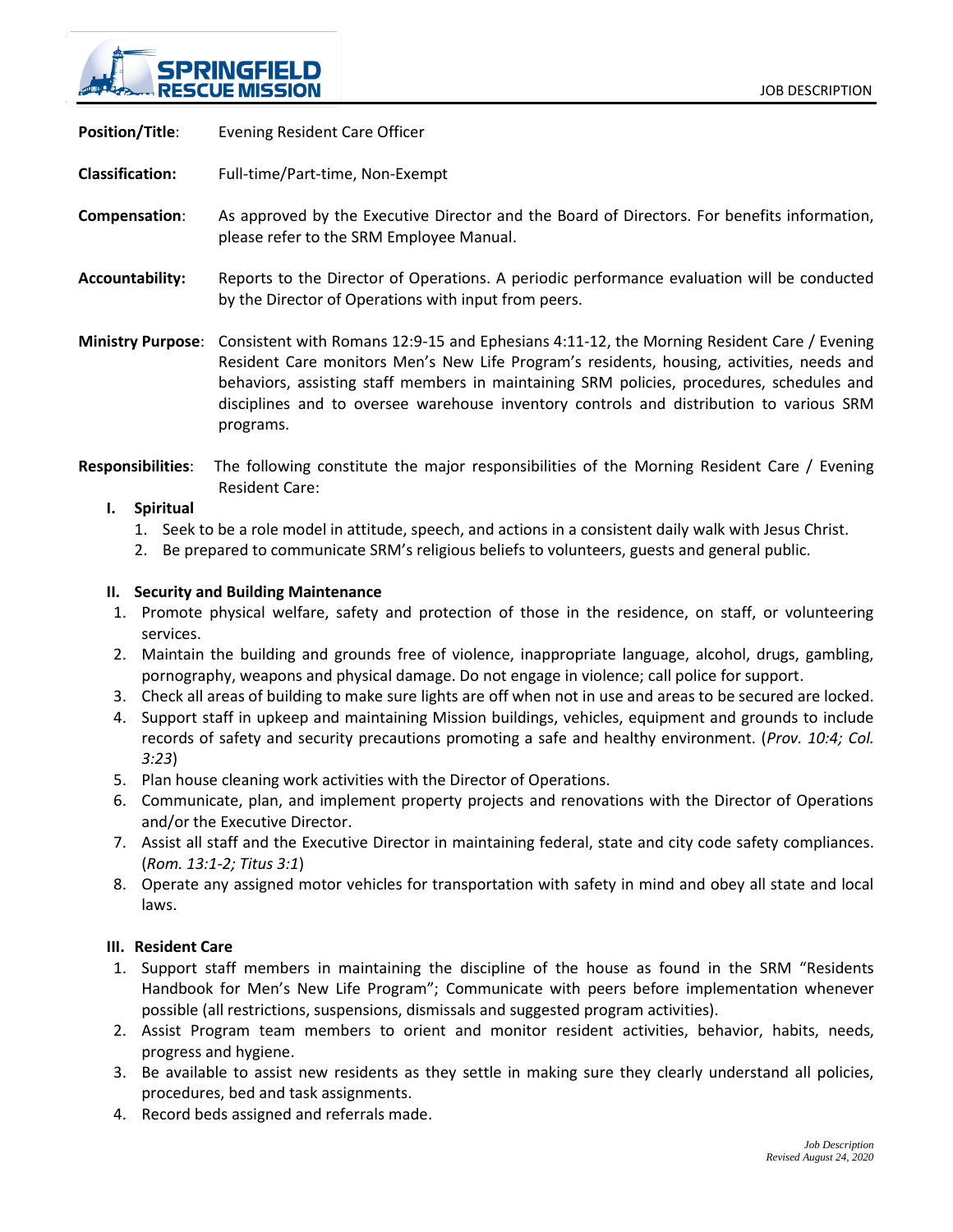**Position/Title**: Evening Resident Care Officer

**Classification:** Full-time/Part-time, Non-Exempt

**Compensation**: As approved by the Executive Director and the Board of Directors. For benefits information, please refer to the SRM Employee Manual.

**Accountability:** Reports to the Director of Operations. A periodic performance evaluation will be conducted by the Director of Operations with input from peers.

**Ministry Purpose**: Consistent with Romans 12:9-15 and Ephesians 4:11-12, the Morning Resident Care / Evening Resident Care monitors Men's New Life Program's residents, housing, activities, needs and behaviors, assisting staff members in maintaining SRM policies, procedures, schedules and disciplines and to oversee warehouse inventory controls and distribution to various SRM programs.

**Responsibilities**: The following constitute the major responsibilities of the Morning Resident Care / Evening Resident Care:

**I. Spiritual**

1. Seek to be a role model in attitude, speech, and actions in a consistent daily walk with Jesus Christ.
2. Be prepared to communicate SRM's religious beliefs to volunteers, guests and general public.

**II. Security and Building Maintenance**

1. Promote physical welfare, safety and protection of those in the residence, on staff, or volunteering services.
2. Maintain the building and grounds free of violence, inappropriate language, alcohol, drugs, gambling, pornography, weapons and physical damage. Do not engage in violence; call police for support.
3. Check all areas of building to make sure lights are off when not in use and areas to be secured are locked.
4. Support staff in upkeep and maintaining Mission buildings, vehicles, equipment and grounds to include records of safety and security precautions promoting a safe and healthy environment. (*Prov. 10:4; Col. 3:23*)
5. Plan house cleaning work activities with the Director of Operations.
6. Communicate, plan, and implement property projects and renovations with the Director of Operations and/or the Executive Director.
7. Assist all staff and the Executive Director in maintaining federal, state and city code safety compliances. (*Rom. 13:1-2; Titus 3:1*)
8. Operate any assigned motor vehicles for transportation with safety in mind and obey all state and local laws.

**III. Resident Care**

1. Support staff members in maintaining the discipline of the house as found in the SRM "Residents Handbook for Men's New Life Program"; Communicate with peers before implementation whenever possible (all restrictions, suspensions, dismissals and suggested program activities).
2. Assist Program team members to orient and monitor resident activities, behavior, habits, needs, progress and hygiene.
3. Be available to assist new residents as they settle in making sure they clearly understand all policies, procedures, bed and task assignments.
4. Record beds assigned and referrals made.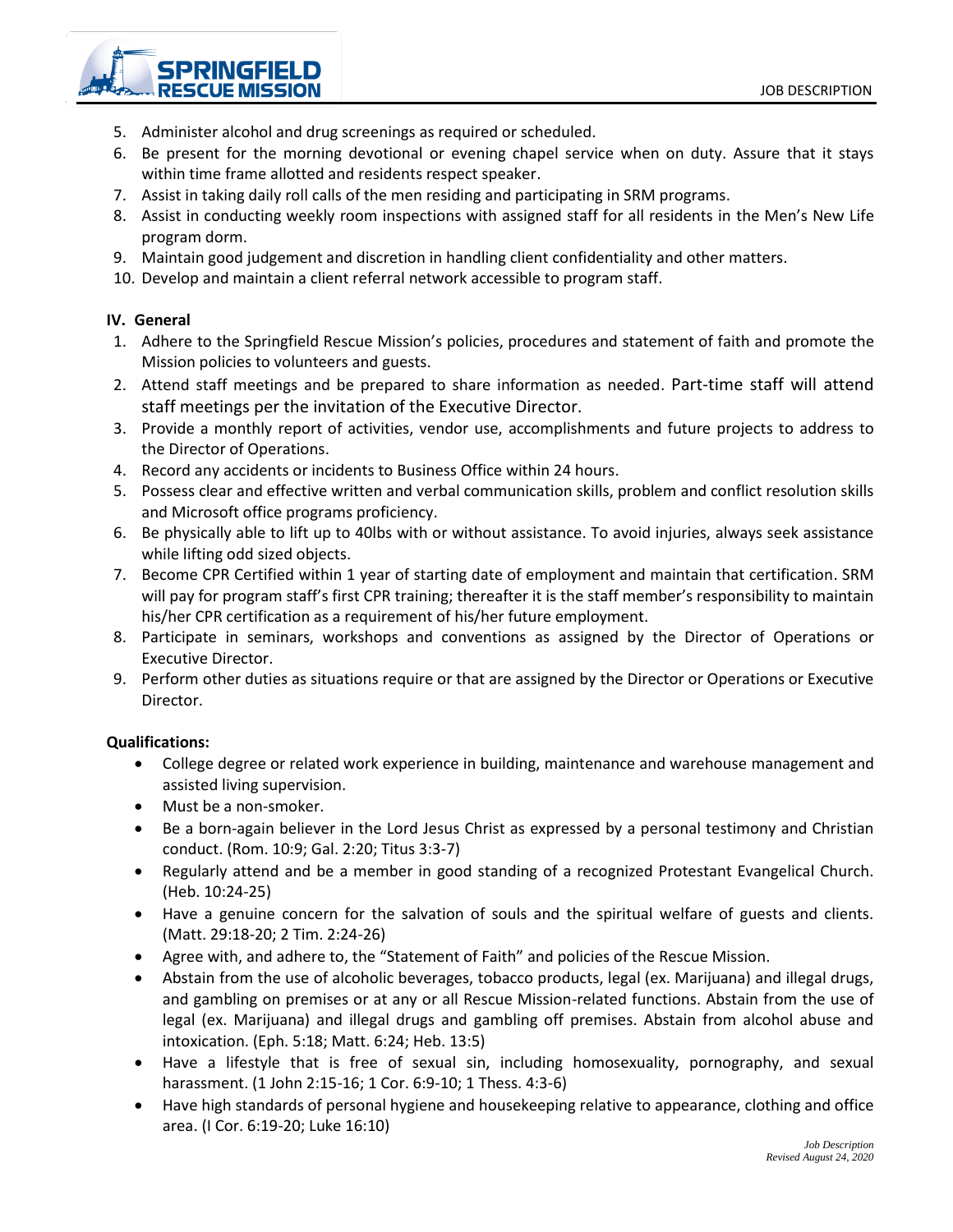5. Administer alcohol and drug screenings as required or scheduled.
6. Be present for the morning devotional or evening chapel service when on duty. Assure that it stays within time frame allotted and residents respect speaker.
7. Assist in taking daily roll calls of the men residing and participating in SRM programs.
8. Assist in conducting weekly room inspections with assigned staff for all residents in the Men's New Life program dorm.
9. Maintain good judgement and discretion in handling client confidentiality and other matters.
10. Develop and maintain a client referral network accessible to program staff.

**IV. General**

1. Adhere to the Springfield Rescue Mission's policies, procedures and statement of faith and promote the Mission policies to volunteers and guests.
2. Attend staff meetings and be prepared to share information as needed. Part-time staff will attend staff meetings per the invitation of the Executive Director.
3. Provide a monthly report of activities, vendor use, accomplishments and future projects to address to the Director of Operations.
4. Record any accidents or incidents to Business Office within 24 hours.
5. Possess clear and effective written and verbal communication skills, problem and conflict resolution skills and Microsoft office programs proficiency.
6. Be physically able to lift up to 40lbs with or without assistance. To avoid injuries, always seek assistance while lifting odd sized objects.
7. Become CPR Certified within 1 year of starting date of employment and maintain that certification. SRM will pay for program staff's first CPR training; thereafter it is the staff member's responsibility to maintain his/her CPR certification as a requirement of his/her future employment.
8. Participate in seminars, workshops and conventions as assigned by the Director of Operations or Executive Director.
9. Perform other duties as situations require or that are assigned by the Director or Operations or Executive Director.

**Qualifications:**

- College degree or related work experience in building, maintenance and warehouse management and assisted living supervision.
- Must be a non-smoker.
- Be a born-again believer in the Lord Jesus Christ as expressed by a personal testimony and Christian conduct. (Rom. 10:9; Gal. 2:20; Titus 3:3-7)
- Regularly attend and be a member in good standing of a recognized Protestant Evangelical Church. (Heb. 10:24-25)
- Have a genuine concern for the salvation of souls and the spiritual welfare of guests and clients. (Matt. 29:18-20; 2 Tim. 2:24-26)
- Agree with, and adhere to, the "Statement of Faith" and policies of the Rescue Mission.
- Abstain from the use of alcoholic beverages, tobacco products, legal (ex. Marijuana) and illegal drugs, and gambling on premises or at any or all Rescue Mission-related functions. Abstain from the use of legal (ex. Marijuana) and illegal drugs and gambling off premises. Abstain from alcohol abuse and intoxication. (Eph. 5:18; Matt. 6:24; Heb. 13:5)
- Have a lifestyle that is free of sexual sin, including homosexuality, pornography, and sexual harassment. (1 John 2:15-16; 1 Cor. 6:9-10; 1 Thess. 4:3-6)
- Have high standards of personal hygiene and housekeeping relative to appearance, clothing and office area. (I Cor. 6:19-20; Luke 16:10)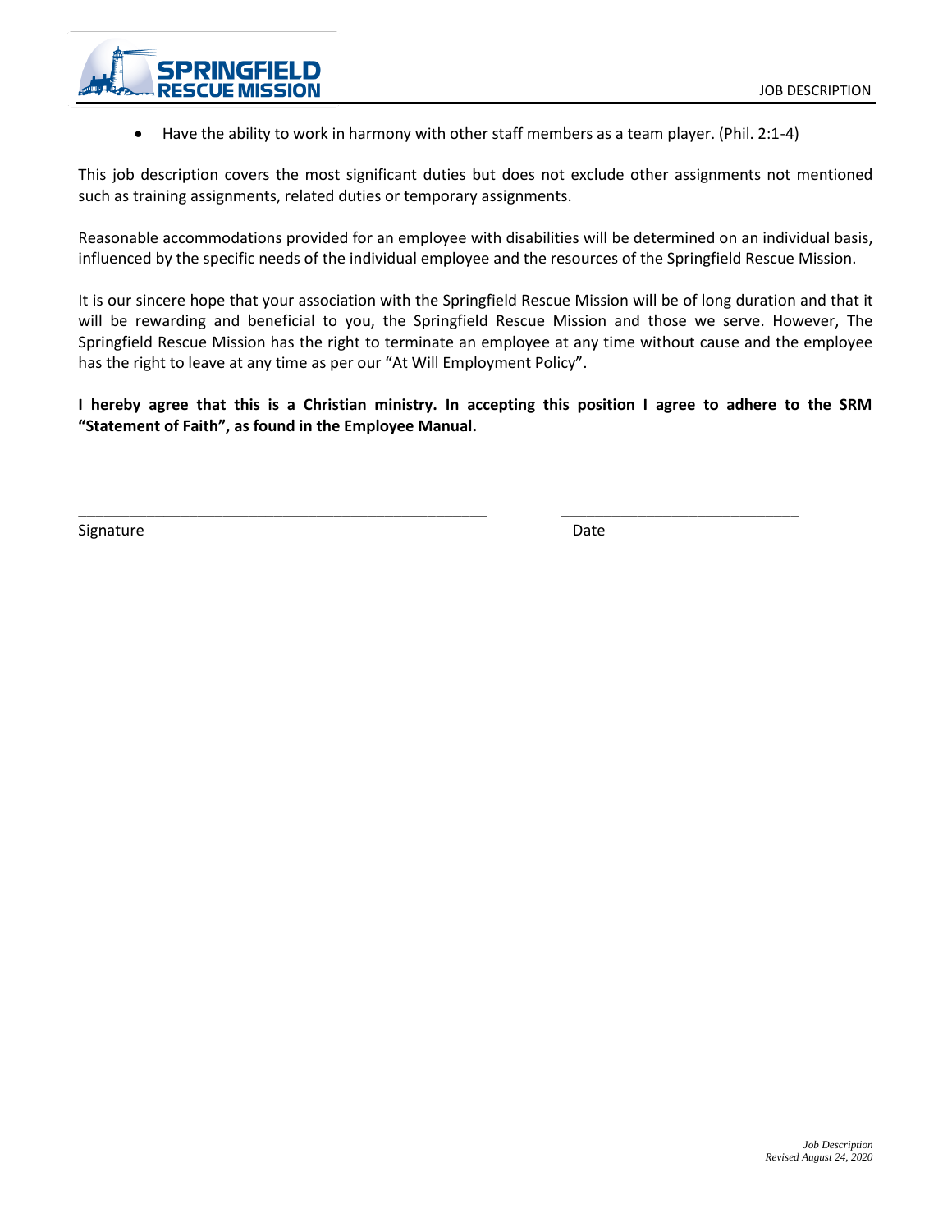- Have the ability to work in harmony with other staff members as a team player. (Phil. 2:1-4)

This job description covers the most significant duties but does not exclude other assignments not mentioned such as training assignments, related duties or temporary assignments.

Reasonable accommodations provided for an employee with disabilities will be determined on an individual basis, influenced by the specific needs of the individual employee and the resources of the Springfield Rescue Mission.

It is our sincere hope that your association with the Springfield Rescue Mission will be of long duration and that it will be rewarding and beneficial to you, the Springfield Rescue Mission and those we serve. However, The Springfield Rescue Mission has the right to terminate an employee at any time without cause and the employee has the right to leave at any time as per our "At Will Employment Policy".

**I hereby agree that this is a Christian ministry. In accepting this position I agree to adhere to the SRM "Statement of Faith", as found in the Employee Manual.**

\_\_\_\_\_\_\_\_\_\_\_\_\_\_\_\_\_\_\_\_\_\_\_\_\_\_\_\_\_\_\_\_\_\_\_\_\_\_\_\_\_\_\_\_\_\_\_\_ \_\_\_\_\_\_\_\_\_\_\_\_\_\_\_\_\_\_\_\_\_\_\_\_\_\_\_\_\_\_

Signature Date